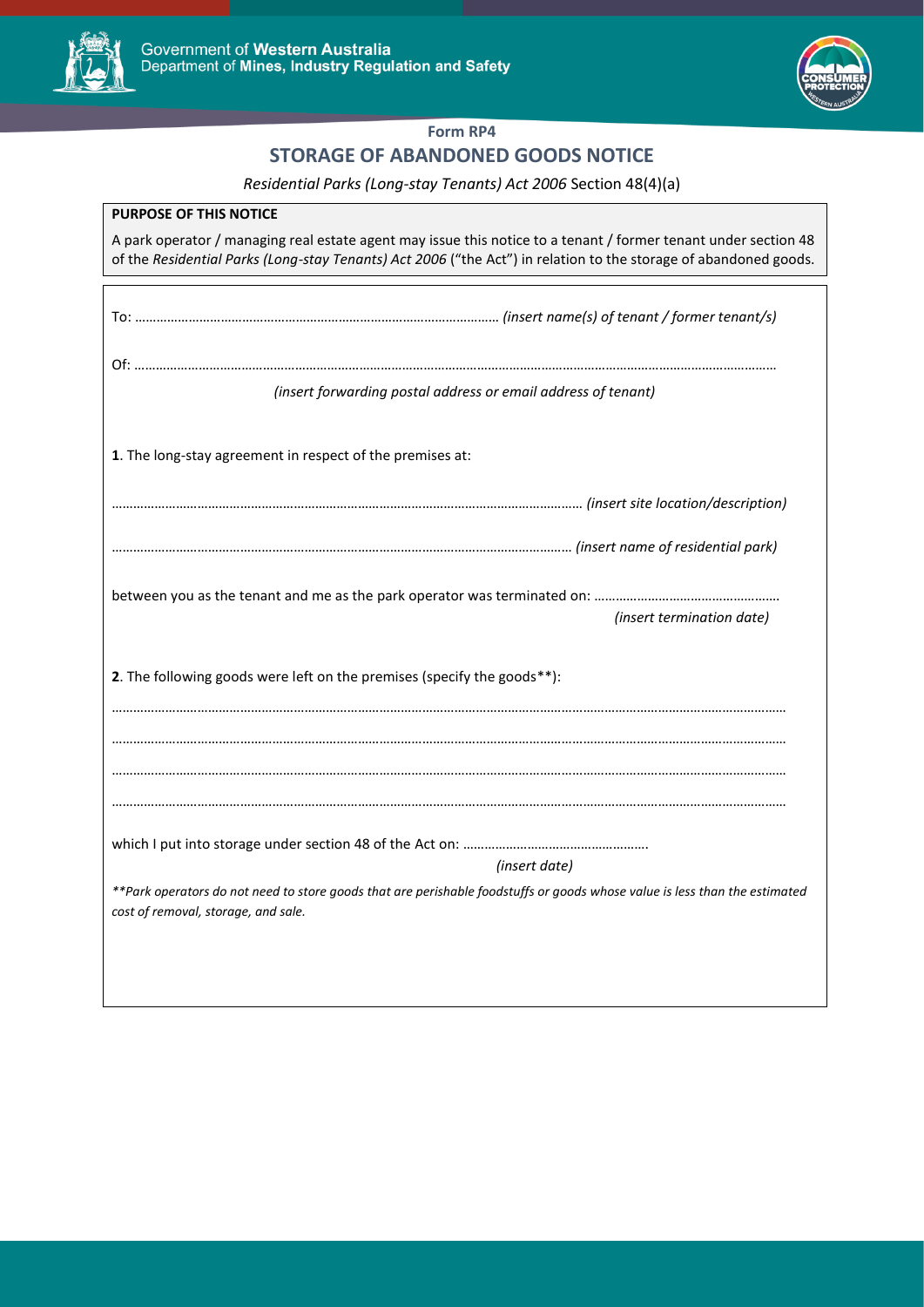Government of **Western Australia**
Department of **Mines, Industry Regulation and Safety**

**Form RP4**

# STORAGE OF ABANDONED GOODS NOTICE

*Residential Parks (Long-stay Tenants) Act 2006* Section 48(4)(a)

**PURPOSE OF THIS NOTICE**

A park operator / managing real estate agent may issue this notice to a tenant / former tenant under section 48 of the *Residential Parks (Long-stay Tenants) Act 2006* ("the Act") in relation to the storage of abandoned goods.

To: ………………………………………………………………………………………… *(insert name(s) of tenant / former tenant/s)*

Of: ……………………………………………………………………………………………………………………………………………………………

*(insert forwarding postal address or email address of tenant)*

**1**. The long-stay agreement in respect of the premises at:

……………………………………………………………………………………………………………… *(insert site location/description)*

……………………………………………………………………………………………………………… *(insert name of residential park)*

between you as the tenant and me as the park operator was terminated on: ……………………………………………

*(insert termination date)*

**2**. The following goods were left on the premises (specify the goods**):

……………………………………………………………………………………………………………………………………………………………

……………………………………………………………………………………………………………………………………………………………

……………………………………………………………………………………………………………………………………………………………

……………………………………………………………………………………………………………………………………………………………

which I put into storage under section 48 of the Act on: ……………………………………………

*(insert date)*

*\*\*Park operators do not need to store goods that are perishable foodstuffs or goods whose value is less than the estimated cost of removal, storage, and sale.*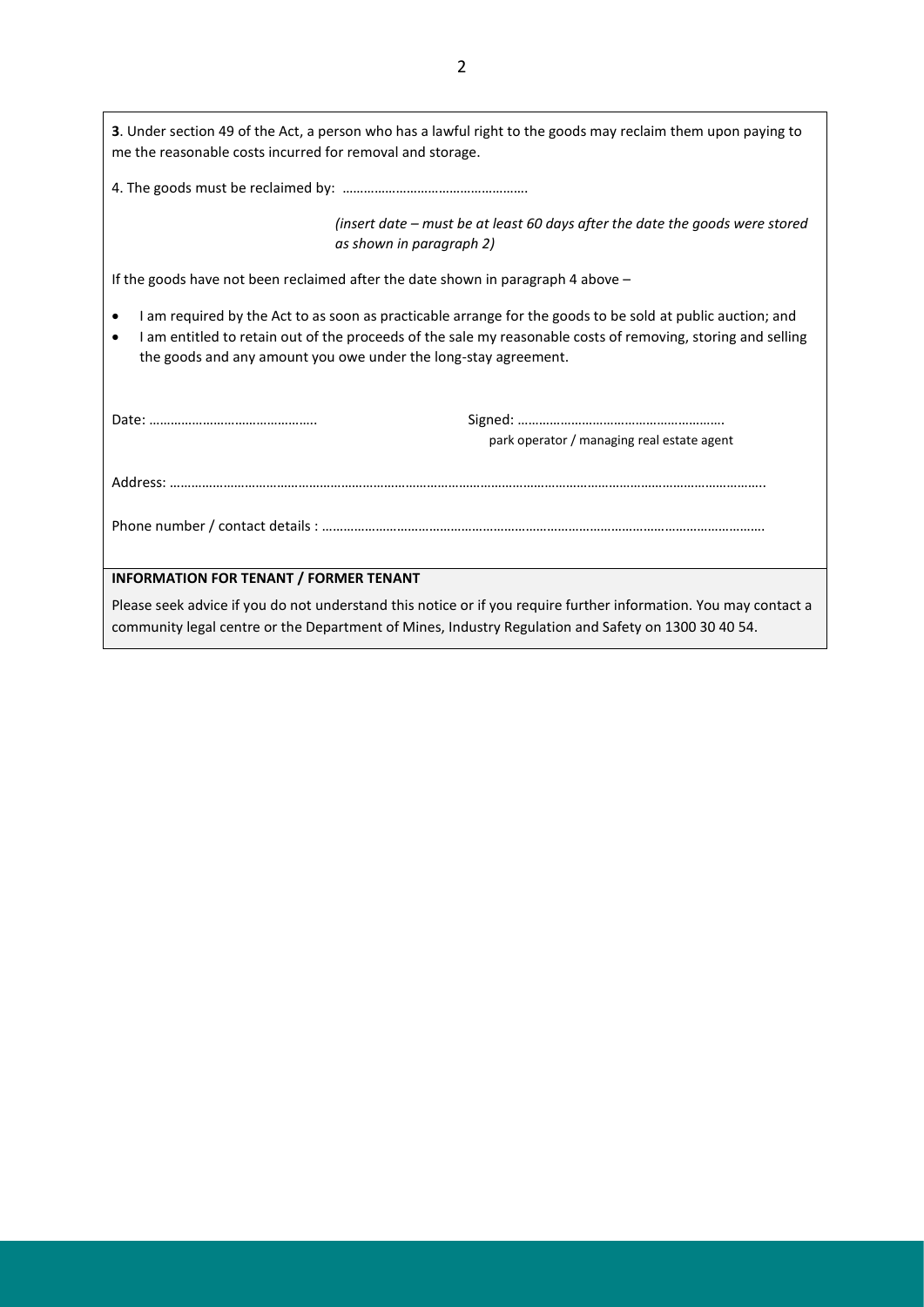**3**. Under section 49 of the Act, a person who has a lawful right to the goods may reclaim them upon paying to me the reasonable costs incurred for removal and storage.

4. The goods must be reclaimed by: …………………………………………….

*(insert date – must be at least 60 days after the date the goods were stored as shown in paragraph 2)*

If the goods have not been reclaimed after the date shown in paragraph 4 above –

- I am required by the Act to as soon as practicable arrange for the goods to be sold at public auction; and
- I am entitled to retain out of the proceeds of the sale my reasonable costs of removing, storing and selling the goods and any amount you owe under the long-stay agreement.

Date: ……………………………………….. Signed: ………………………………………………….
park operator / managing real estate agent

Address: ………………………………………………………………………………………………………………………………………………..

Phone number / contact details : ………………………………………………………………………………………………………….

**INFORMATION FOR TENANT / FORMER TENANT**

Please seek advice if you do not understand this notice or if you require further information. You may contact a community legal centre or the Department of Mines, Industry Regulation and Safety on 1300 30 40 54.